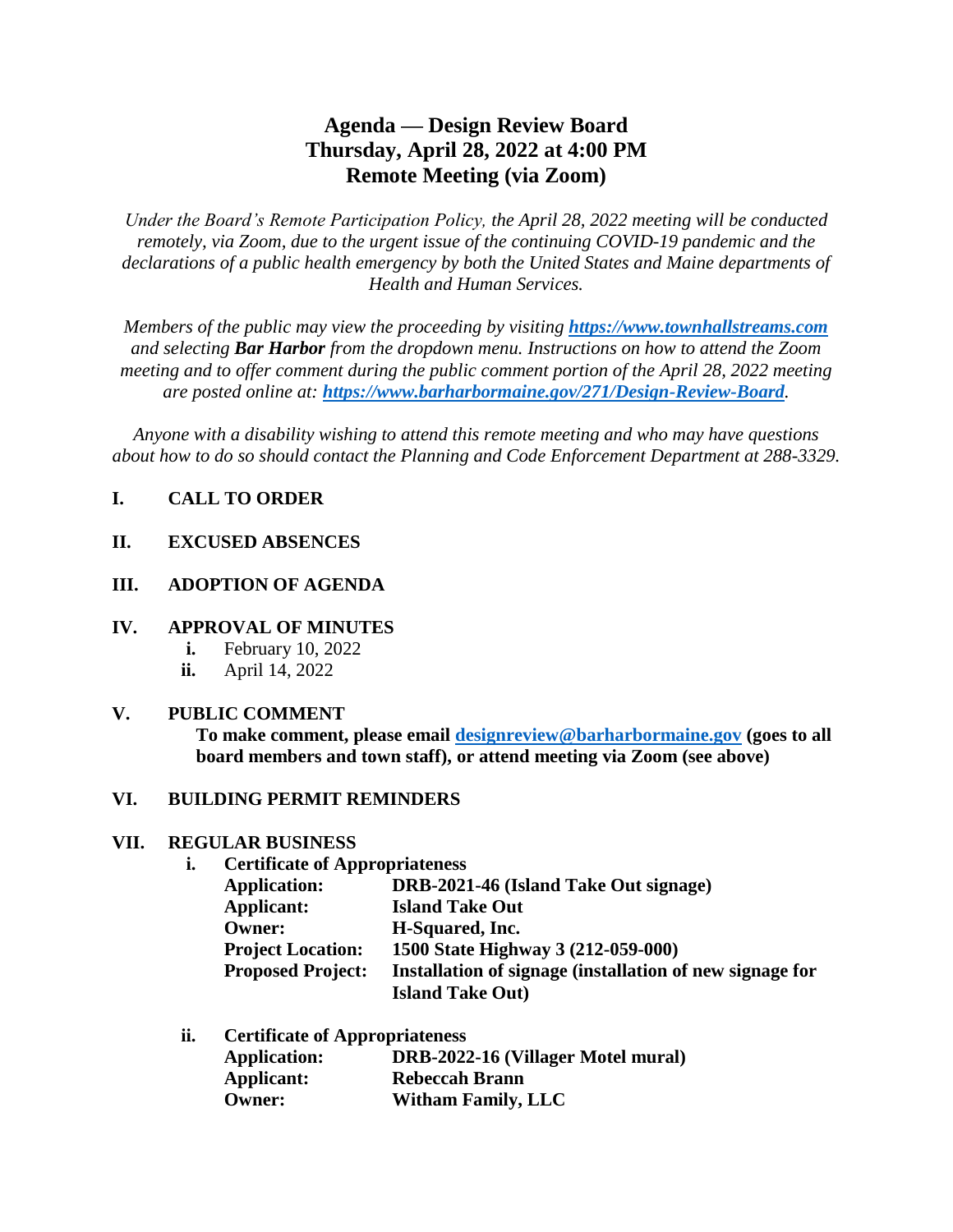# Agenda — Design Review Board
# Thursday, April 28, 2022 at 4:00 PM
# Remote Meeting (via Zoom)

*Under the Board's Remote Participation Policy, the April 28, 2022 meeting will be conducted remotely, via Zoom, due to the urgent issue of the continuing COVID-19 pandemic and the declarations of a public health emergency by both the United States and Maine departments of Health and Human Services.*

*Members of the public may view the proceeding by visiting **[https://www.townhallstreams.com](https://www.townhallstreams.com)** and selecting **Bar Harbor** from the dropdown menu. Instructions on how to attend the Zoom meeting and to offer comment during the public comment portion of the April 28, 2022 meeting are posted online at: **[https://www.barharbormaine.gov/271/Design-Review-Board](https://www.barharbormaine.gov/271/Design-Review-Board)**.*

*Anyone with a disability wishing to attend this remote meeting and who may have questions about how to do so should contact the Planning and Code Enforcement Department at 288-3329.*

## I. CALL TO ORDER

## II. EXCUSED ABSENCES

## III. ADOPTION OF AGENDA

## IV. APPROVAL OF MINUTES

- **i.** February 10, 2022
- **ii.** April 14, 2022

## V. PUBLIC COMMENT

**To make comment, please email [designreview@barharbormaine.gov](mailto:designreview@barharbormaine.gov) (goes to all board members and town staff), or attend meeting via Zoom (see above)**

## VI. BUILDING PERMIT REMINDERS

## VII. REGULAR BUSINESS

**i. Certificate of Appropriateness**

**Application:** DRB-2021-46 (Island Take Out signage)
**Applicant:** Island Take Out
**Owner:** H-Squared, Inc.
**Project Location:** 1500 State Highway 3 (212-059-000)
**Proposed Project:** Installation of signage (installation of new signage for Island Take Out)

**ii. Certificate of Appropriateness**

**Application:** DRB-2022-16 (Villager Motel mural)
**Applicant:** Rebeccah Brann
**Owner:** Witham Family, LLC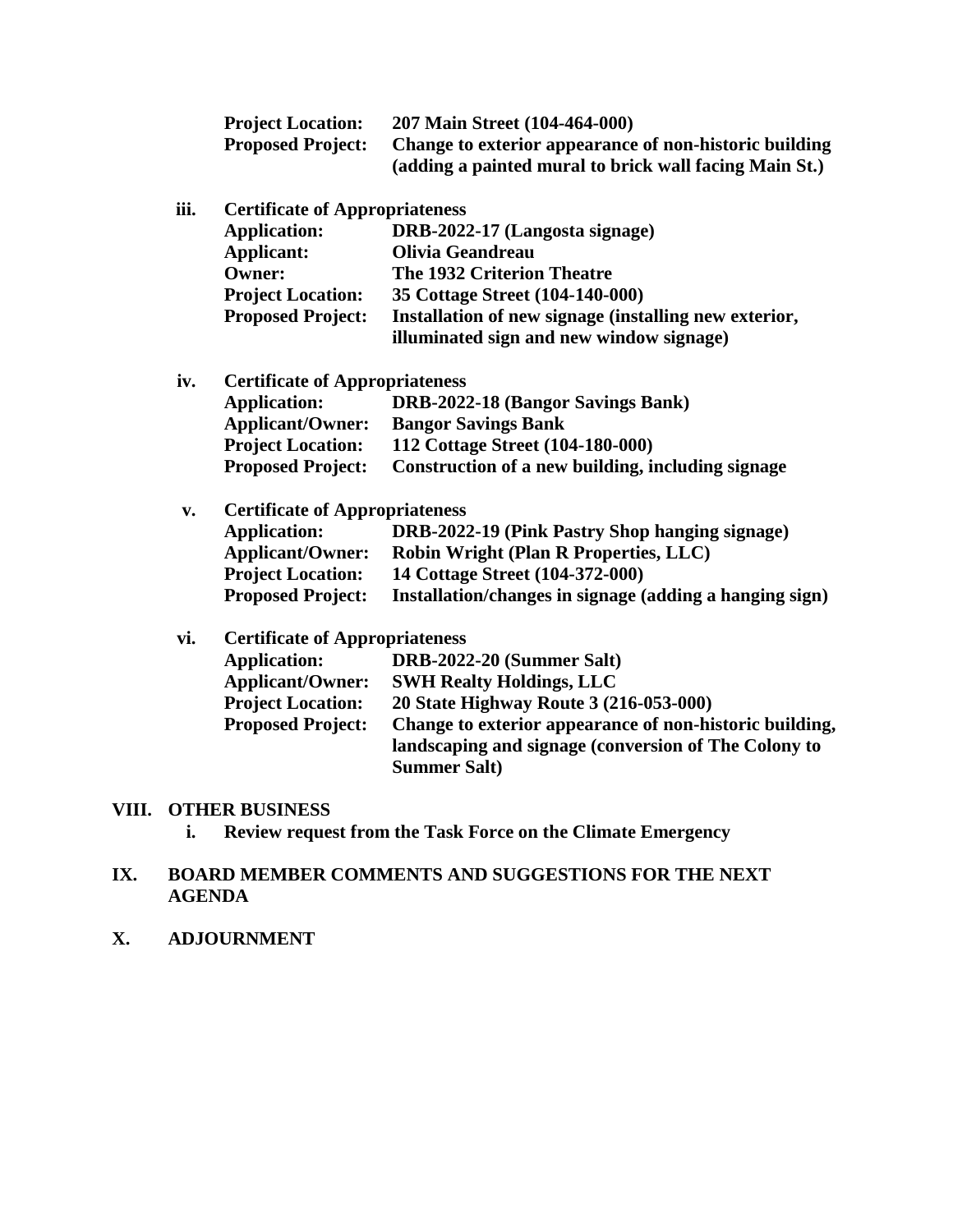**Project Location:** **207 Main Street (104-464-000)**
**Proposed Project:** **Change to exterior appearance of non-historic building (adding a painted mural to brick wall facing Main St.)**

iii. **Certificate of Appropriateness**
**Application:** **DRB-2022-17 (Langosta signage)**
**Applicant:** **Olivia Geandreau**
**Owner:** **The 1932 Criterion Theatre**
**Project Location:** **35 Cottage Street (104-140-000)**
**Proposed Project:** **Installation of new signage (installing new exterior, illuminated sign and new window signage)**

iv. **Certificate of Appropriateness**
**Application:** **DRB-2022-18 (Bangor Savings Bank)**
**Applicant/Owner:** **Bangor Savings Bank**
**Project Location:** **112 Cottage Street (104-180-000)**
**Proposed Project:** **Construction of a new building, including signage**

v. **Certificate of Appropriateness**
**Application:** **DRB-2022-19 (Pink Pastry Shop hanging signage)**
**Applicant/Owner:** **Robin Wright (Plan R Properties, LLC)**
**Project Location:** **14 Cottage Street (104-372-000)**
**Proposed Project:** **Installation/changes in signage (adding a hanging sign)**

vi. **Certificate of Appropriateness**
**Application:** **DRB-2022-20 (Summer Salt)**
**Applicant/Owner:** **SWH Realty Holdings, LLC**
**Project Location:** **20 State Highway Route 3 (216-053-000)**
**Proposed Project:** **Change to exterior appearance of non-historic building, landscaping and signage (conversion of The Colony to Summer Salt)**

## VIII. OTHER BUSINESS

i. **Review request from the Task Force on the Climate Emergency**

## IX. BOARD MEMBER COMMENTS AND SUGGESTIONS FOR THE NEXT AGENDA

## X. ADJOURNMENT